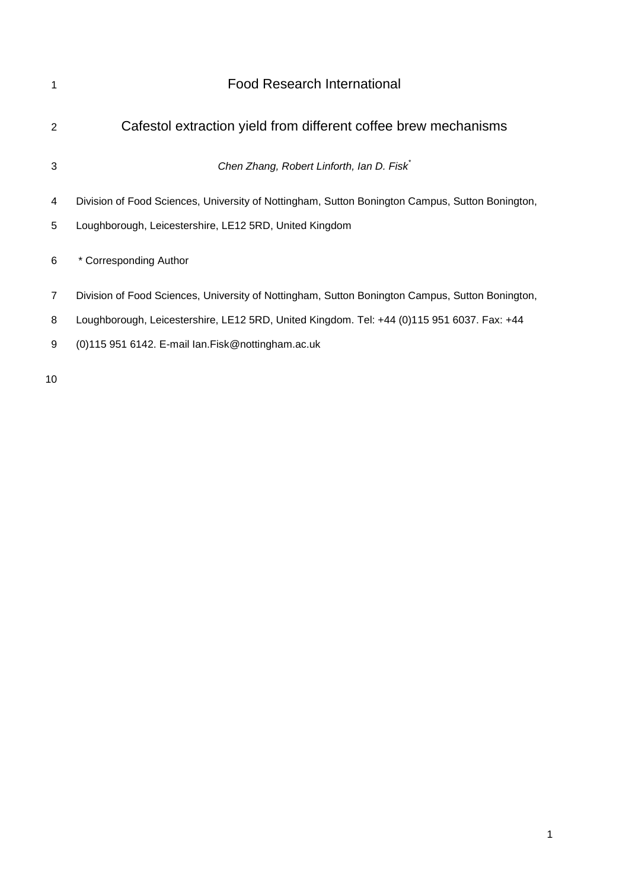Food Research International

# Cafestol extraction yield from different coffee brew mechanisms

*Chen Zhang, Robert Linforth, Ian D. Fisk*[*]

Division of Food Sciences, University of Nottingham, Sutton Bonington Campus, Sutton Bonington, Loughborough, Leicestershire, LE12 5RD, United Kingdom

[*] Corresponding Author

Division of Food Sciences, University of Nottingham, Sutton Bonington Campus, Sutton Bonington, Loughborough, Leicestershire, LE12 5RD, United Kingdom. Tel: +44 (0)115 951 6037. Fax: +44 (0)115 951 6142. E-mail Ian.Fisk@nottingham.ac.uk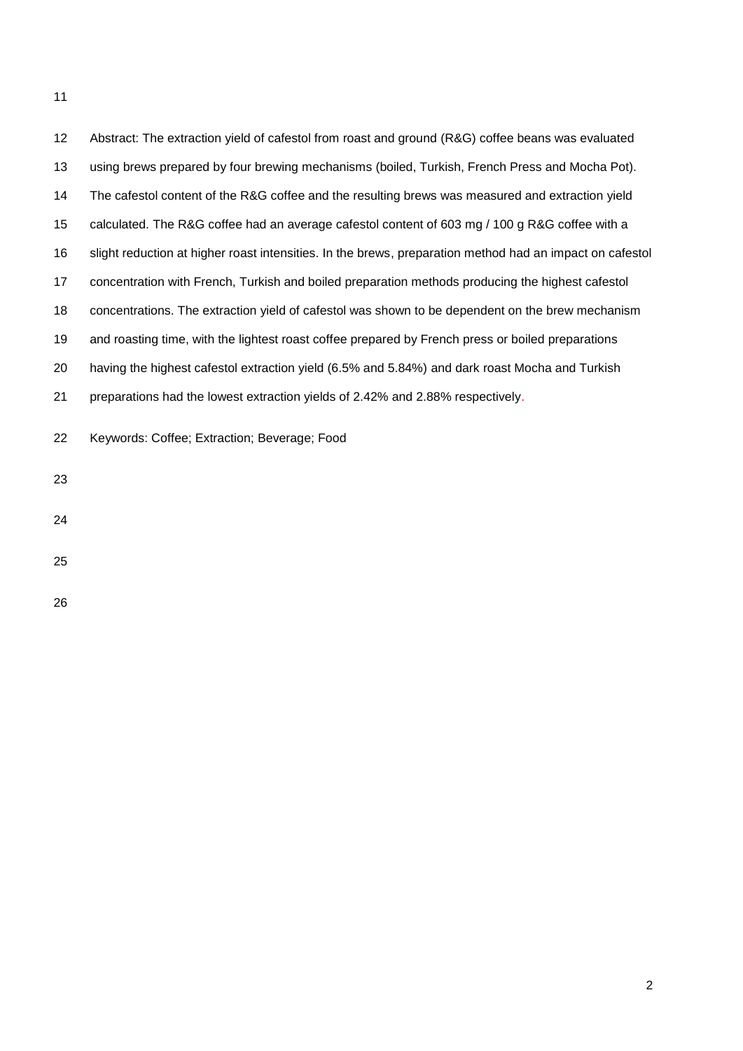Abstract: The extraction yield of cafestol from roast and ground (R&G) coffee beans was evaluated using brews prepared by four brewing mechanisms (boiled, Turkish, French Press and Mocha Pot). The cafestol content of the R&G coffee and the resulting brews was measured and extraction yield calculated. The R&G coffee had an average cafestol content of 603 mg / 100 g R&G coffee with a slight reduction at higher roast intensities. In the brews, preparation method had an impact on cafestol concentration with French, Turkish and boiled preparation methods producing the highest cafestol concentrations. The extraction yield of cafestol was shown to be dependent on the brew mechanism and roasting time, with the lightest roast coffee prepared by French press or boiled preparations having the highest cafestol extraction yield (6.5% and 5.84%) and dark roast Mocha and Turkish preparations had the lowest extraction yields of 2.42% and 2.88% respectively.

Keywords: Coffee; Extraction; Beverage; Food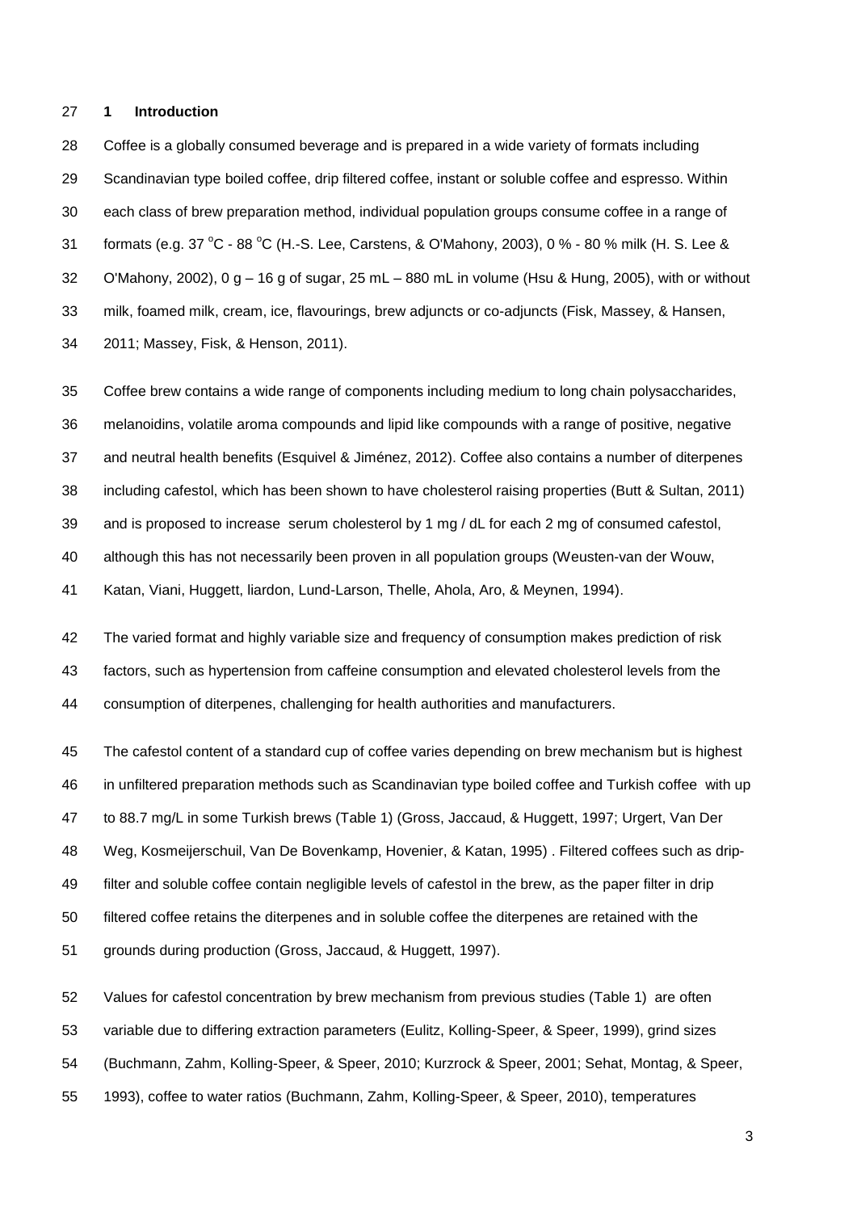## 1 Introduction

Coffee is a globally consumed beverage and is prepared in a wide variety of formats including Scandinavian type boiled coffee, drip filtered coffee, instant or soluble coffee and espresso. Within each class of brew preparation method, individual population groups consume coffee in a range of formats (e.g. 37 °C - 88 °C (H.-S. Lee, Carstens, & O'Mahony, 2003), 0 % - 80 % milk (H. S. Lee & O'Mahony, 2002), 0 g – 16 g of sugar, 25 mL – 880 mL in volume (Hsu & Hung, 2005), with or without milk, foamed milk, cream, ice, flavourings, brew adjuncts or co-adjuncts (Fisk, Massey, & Hansen, 2011; Massey, Fisk, & Henson, 2011).

Coffee brew contains a wide range of components including medium to long chain polysaccharides, melanoidins, volatile aroma compounds and lipid like compounds with a range of positive, negative and neutral health benefits (Esquivel & Jiménez, 2012). Coffee also contains a number of diterpenes including cafestol, which has been shown to have cholesterol raising properties (Butt & Sultan, 2011) and is proposed to increase serum cholesterol by 1 mg / dL for each 2 mg of consumed cafestol, although this has not necessarily been proven in all population groups (Weusten-van der Wouw, Katan, Viani, Huggett, liardon, Lund-Larson, Thelle, Ahola, Aro, & Meynen, 1994).

The varied format and highly variable size and frequency of consumption makes prediction of risk factors, such as hypertension from caffeine consumption and elevated cholesterol levels from the consumption of diterpenes, challenging for health authorities and manufacturers.

The cafestol content of a standard cup of coffee varies depending on brew mechanism but is highest in unfiltered preparation methods such as Scandinavian type boiled coffee and Turkish coffee with up to 88.7 mg/L in some Turkish brews (Table 1) (Gross, Jaccaud, & Huggett, 1997; Urgert, Van Der Weg, Kosmeijerschuil, Van De Bovenkamp, Hovenier, & Katan, 1995) . Filtered coffees such as drip-filter and soluble coffee contain negligible levels of cafestol in the brew, as the paper filter in drip filtered coffee retains the diterpenes and in soluble coffee the diterpenes are retained with the grounds during production (Gross, Jaccaud, & Huggett, 1997).

Values for cafestol concentration by brew mechanism from previous studies (Table 1) are often variable due to differing extraction parameters (Eulitz, Kolling-Speer, & Speer, 1999), grind sizes (Buchmann, Zahm, Kolling-Speer, & Speer, 2010; Kurzrock & Speer, 2001; Sehat, Montag, & Speer, 1993), coffee to water ratios (Buchmann, Zahm, Kolling-Speer, & Speer, 2010), temperatures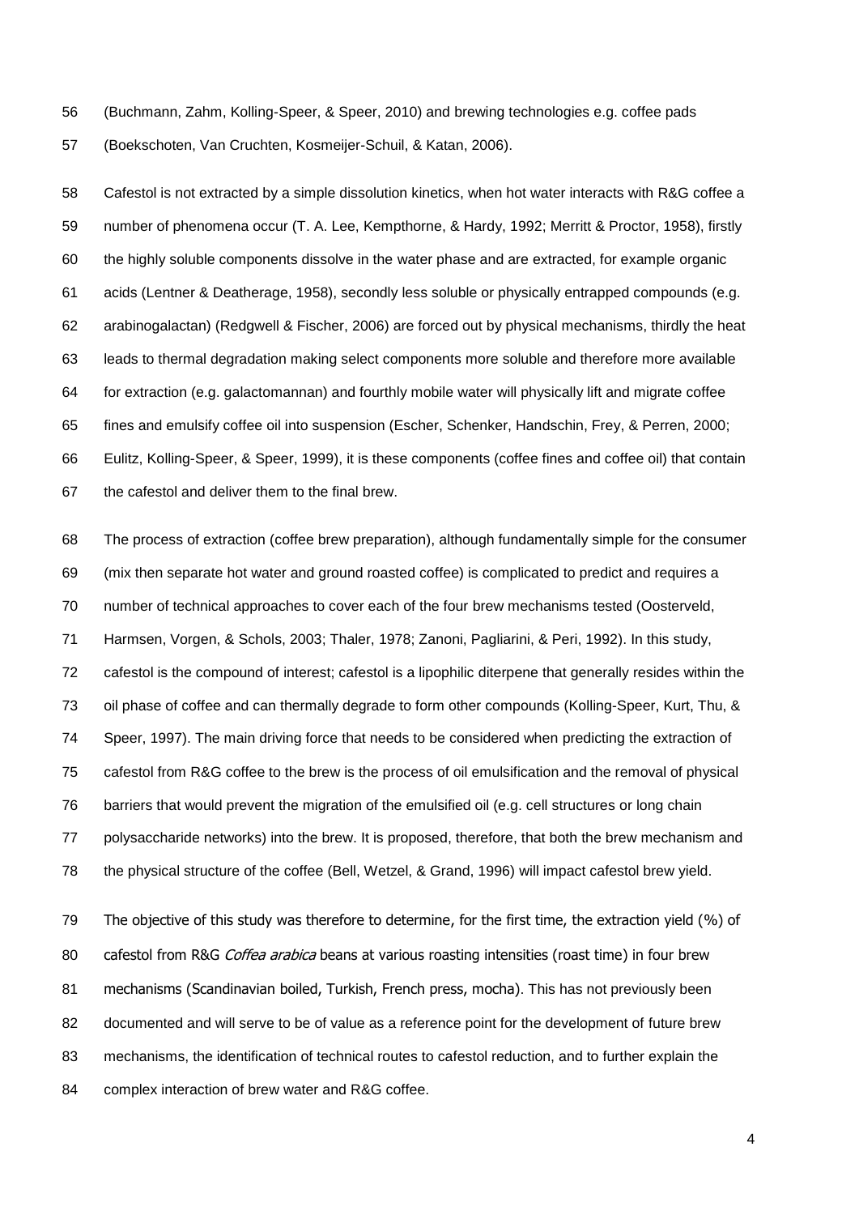(Buchmann, Zahm, Kolling-Speer, & Speer, 2010) and brewing technologies e.g. coffee pads (Boekschoten, Van Cruchten, Kosmeijer-Schuil, & Katan, 2006).

Cafestol is not extracted by a simple dissolution kinetics, when hot water interacts with R&G coffee a number of phenomena occur (T. A. Lee, Kempthorne, & Hardy, 1992; Merritt & Proctor, 1958), firstly the highly soluble components dissolve in the water phase and are extracted, for example organic acids (Lentner & Deatherage, 1958), secondly less soluble or physically entrapped compounds (e.g. arabinogalactan) (Redgwell & Fischer, 2006) are forced out by physical mechanisms, thirdly the heat leads to thermal degradation making select components more soluble and therefore more available for extraction (e.g. galactomannan) and fourthly mobile water will physically lift and migrate coffee fines and emulsify coffee oil into suspension (Escher, Schenker, Handschin, Frey, & Perren, 2000; Eulitz, Kolling-Speer, & Speer, 1999), it is these components (coffee fines and coffee oil) that contain the cafestol and deliver them to the final brew.

The process of extraction (coffee brew preparation), although fundamentally simple for the consumer (mix then separate hot water and ground roasted coffee) is complicated to predict and requires a number of technical approaches to cover each of the four brew mechanisms tested (Oosterveld, Harmsen, Vorgen, & Schols, 2003; Thaler, 1978; Zanoni, Pagliarini, & Peri, 1992). In this study, cafestol is the compound of interest; cafestol is a lipophilic diterpene that generally resides within the oil phase of coffee and can thermally degrade to form other compounds (Kolling-Speer, Kurt, Thu, & Speer, 1997). The main driving force that needs to be considered when predicting the extraction of cafestol from R&G coffee to the brew is the process of oil emulsification and the removal of physical barriers that would prevent the migration of the emulsified oil (e.g. cell structures or long chain polysaccharide networks) into the brew. It is proposed, therefore, that both the brew mechanism and the physical structure of the coffee (Bell, Wetzel, & Grand, 1996) will impact cafestol brew yield.

The objective of this study was therefore to determine, for the first time, the extraction yield (%) of cafestol from R&G *Coffea arabica* beans at various roasting intensities (roast time) in four brew mechanisms (Scandinavian boiled, Turkish, French press, mocha). This has not previously been documented and will serve to be of value as a reference point for the development of future brew mechanisms, the identification of technical routes to cafestol reduction, and to further explain the complex interaction of brew water and R&G coffee.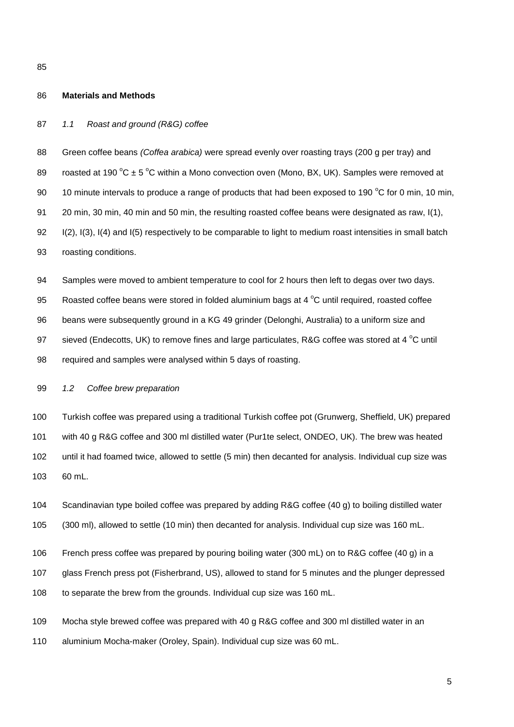## Materials and Methods

### *1.1 Roast and ground (R&G) coffee*

Green coffee beans *(Coffea arabica)* were spread evenly over roasting trays (200 g per tray) and roasted at 190 $^{o}$C ± 5 $^{o}$C within a Mono convection oven (Mono, BX, UK). Samples were removed at 10 minute intervals to produce a range of products that had been exposed to 190 $^{o}$C for 0 min, 10 min, 20 min, 30 min, 40 min and 50 min, the resulting roasted coffee beans were designated as raw, I(1), I(2), I(3), I(4) and I(5) respectively to be comparable to light to medium roast intensities in small batch roasting conditions.

Samples were moved to ambient temperature to cool for 2 hours then left to degas over two days. Roasted coffee beans were stored in folded aluminium bags at 4 $^{o}$C until required, roasted coffee beans were subsequently ground in a KG 49 grinder (Delonghi, Australia) to a uniform size and sieved (Endecotts, UK) to remove fines and large particulates, R&G coffee was stored at 4 $^{o}$C until required and samples were analysed within 5 days of roasting.

### *1.2 Coffee brew preparation*

Turkish coffee was prepared using a traditional Turkish coffee pot (Grunwerg, Sheffield, UK) prepared with 40 g R&G coffee and 300 ml distilled water (Pur1te select, ONDEO, UK). The brew was heated until it had foamed twice, allowed to settle (5 min) then decanted for analysis. Individual cup size was 60 mL.

Scandinavian type boiled coffee was prepared by adding R&G coffee (40 g) to boiling distilled water (300 ml), allowed to settle (10 min) then decanted for analysis. Individual cup size was 160 mL.

French press coffee was prepared by pouring boiling water (300 mL) on to R&G coffee (40 g) in a glass French press pot (Fisherbrand, US), allowed to stand for 5 minutes and the plunger depressed to separate the brew from the grounds. Individual cup size was 160 mL.

Mocha style brewed coffee was prepared with 40 g R&G coffee and 300 ml distilled water in an aluminium Mocha-maker (Oroley, Spain). Individual cup size was 60 mL.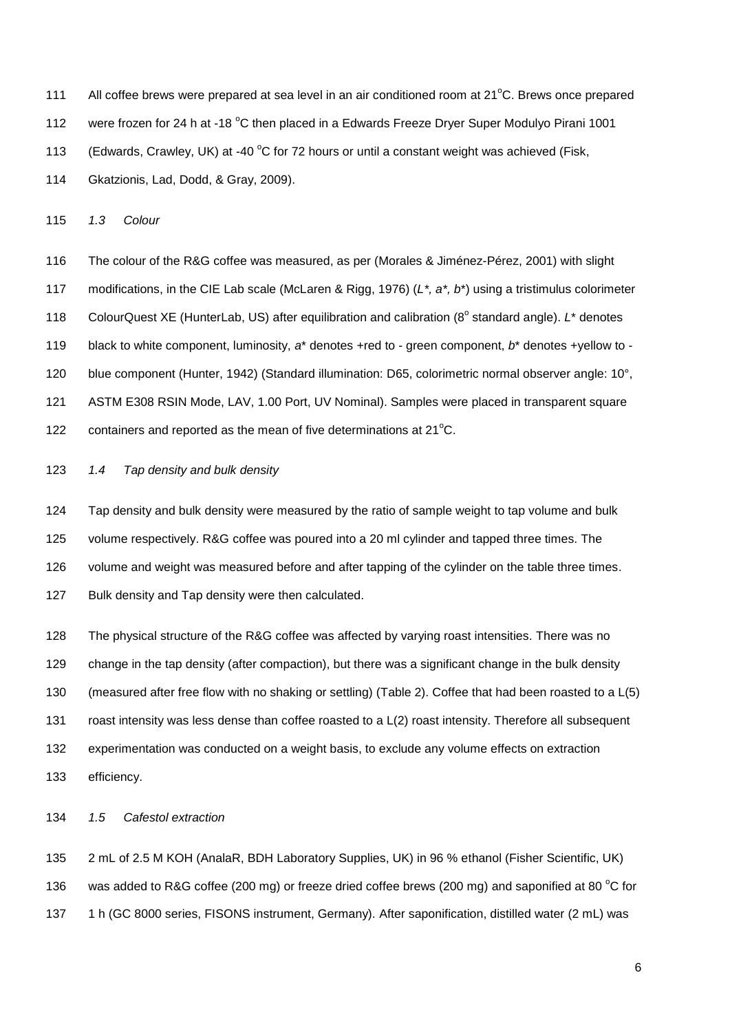All coffee brews were prepared at sea level in an air conditioned room at 21 $^{o}$C. Brews once prepared were frozen for 24 h at -18 $^{o}$C then placed in a Edwards Freeze Dryer Super Modulyo Pirani 1001 (Edwards, Crawley, UK) at -40 $^{o}$C for 72 hours or until a constant weight was achieved (Fisk, Gkatzionis, Lad, Dodd, & Gray, 2009).

### *1.3 Colour*

The colour of the R&G coffee was measured, as per (Morales & Jiménez-Pérez, 2001) with slight modifications, in the CIE Lab scale (McLaren & Rigg, 1976) ($L^*$, $a^*$, $b^*$) using a tristimulus colorimeter ColourQuest XE (HunterLab, US) after equilibration and calibration (8$^{o}$ standard angle). $L^*$ denotes black to white component, luminosity, $a^*$ denotes +red to - green component, $b^*$ denotes +yellow to - blue component (Hunter, 1942) (Standard illumination: D65, colorimetric normal observer angle: 10°, ASTM E308 RSIN Mode, LAV, 1.00 Port, UV Nominal). Samples were placed in transparent square containers and reported as the mean of five determinations at 21 $^{o}$C.

### *1.4 Tap density and bulk density*

Tap density and bulk density were measured by the ratio of sample weight to tap volume and bulk volume respectively. R&G coffee was poured into a 20 ml cylinder and tapped three times. The volume and weight was measured before and after tapping of the cylinder on the table three times. Bulk density and Tap density were then calculated.

The physical structure of the R&G coffee was affected by varying roast intensities. There was no change in the tap density (after compaction), but there was a significant change in the bulk density (measured after free flow with no shaking or settling) (Table 2). Coffee that had been roasted to a L(5) roast intensity was less dense than coffee roasted to a L(2) roast intensity. Therefore all subsequent experimentation was conducted on a weight basis, to exclude any volume effects on extraction efficiency.

### *1.5 Cafestol extraction*

2 mL of 2.5 M KOH (AnalaR, BDH Laboratory Supplies, UK) in 96 % ethanol (Fisher Scientific, UK) was added to R&G coffee (200 mg) or freeze dried coffee brews (200 mg) and saponified at 80 $^{o}$C for 1 h (GC 8000 series, FISONS instrument, Germany). After saponification, distilled water (2 mL) was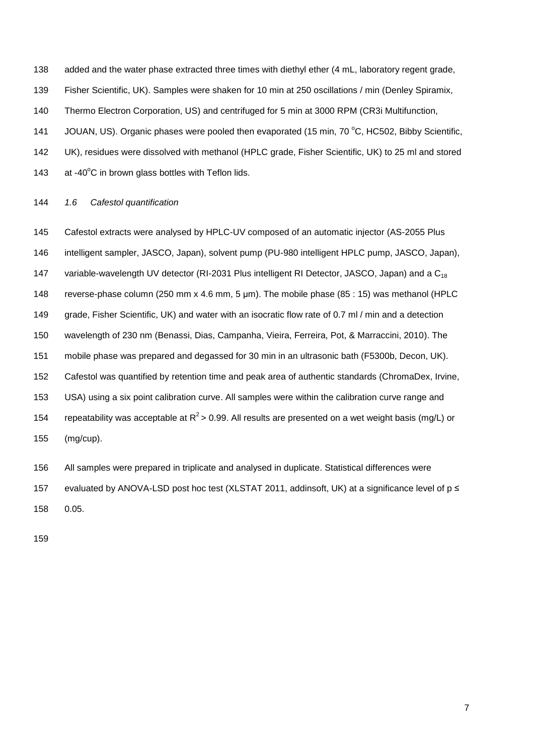added and the water phase extracted three times with diethyl ether (4 mL, laboratory regent grade, Fisher Scientific, UK). Samples were shaken for 10 min at 250 oscillations / min (Denley Spiramix, Thermo Electron Corporation, US) and centrifuged for 5 min at 3000 RPM (CR3i Multifunction, JOUAN, US). Organic phases were pooled then evaporated (15 min, 70 °C, HC502, Bibby Scientific, UK), residues were dissolved with methanol (HPLC grade, Fisher Scientific, UK) to 25 ml and stored at -40°C in brown glass bottles with Teflon lids.

*1.6 Cafestol quantification*

Cafestol extracts were analysed by HPLC-UV composed of an automatic injector (AS-2055 Plus intelligent sampler, JASCO, Japan), solvent pump (PU-980 intelligent HPLC pump, JASCO, Japan), variable-wavelength UV detector (RI-2031 Plus intelligent RI Detector, JASCO, Japan) and a $C_{18}$ reverse-phase column (250 mm x 4.6 mm, 5 µm). The mobile phase (85 : 15) was methanol (HPLC grade, Fisher Scientific, UK) and water with an isocratic flow rate of 0.7 ml / min and a detection wavelength of 230 nm (Benassi, Dias, Campanha, Vieira, Ferreira, Pot, & Marraccini, 2010). The mobile phase was prepared and degassed for 30 min in an ultrasonic bath (F5300b, Decon, UK). Cafestol was quantified by retention time and peak area of authentic standards (ChromaDex, Irvine, USA) using a six point calibration curve. All samples were within the calibration curve range and repeatability was acceptable at $R^2 > 0.99$. All results are presented on a wet weight basis (mg/L) or (mg/cup).

All samples were prepared in triplicate and analysed in duplicate. Statistical differences were evaluated by ANOVA-LSD post hoc test (XLSTAT 2011, addinsoft, UK) at a significance level of $p \leq 0.05$.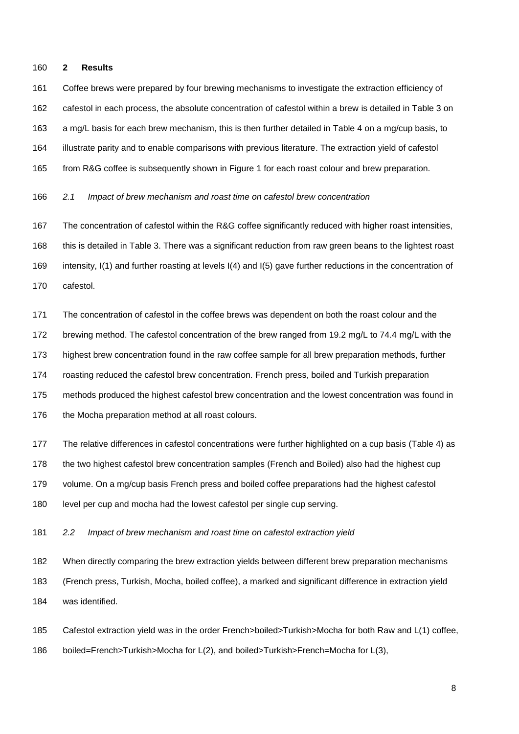## 2 Results

Coffee brews were prepared by four brewing mechanisms to investigate the extraction efficiency of cafestol in each process, the absolute concentration of cafestol within a brew is detailed in Table 3 on a mg/L basis for each brew mechanism, this is then further detailed in Table 4 on a mg/cup basis, to illustrate parity and to enable comparisons with previous literature. The extraction yield of cafestol from R&G coffee is subsequently shown in Figure 1 for each roast colour and brew preparation.

### *2.1 Impact of brew mechanism and roast time on cafestol brew concentration*

The concentration of cafestol within the R&G coffee significantly reduced with higher roast intensities, this is detailed in Table 3. There was a significant reduction from raw green beans to the lightest roast intensity, I(1) and further roasting at levels I(4) and I(5) gave further reductions in the concentration of cafestol.

The concentration of cafestol in the coffee brews was dependent on both the roast colour and the brewing method. The cafestol concentration of the brew ranged from 19.2 mg/L to 74.4 mg/L with the highest brew concentration found in the raw coffee sample for all brew preparation methods, further roasting reduced the cafestol brew concentration. French press, boiled and Turkish preparation methods produced the highest cafestol brew concentration and the lowest concentration was found in the Mocha preparation method at all roast colours.

The relative differences in cafestol concentrations were further highlighted on a cup basis (Table 4) as the two highest cafestol brew concentration samples (French and Boiled) also had the highest cup volume. On a mg/cup basis French press and boiled coffee preparations had the highest cafestol level per cup and mocha had the lowest cafestol per single cup serving.

### *2.2 Impact of brew mechanism and roast time on cafestol extraction yield*

When directly comparing the brew extraction yields between different brew preparation mechanisms (French press, Turkish, Mocha, boiled coffee), a marked and significant difference in extraction yield was identified.

Cafestol extraction yield was in the order French>boiled>Turkish>Mocha for both Raw and L(1) coffee, boiled=French>Turkish>Mocha for L(2), and boiled>Turkish>French=Mocha for L(3),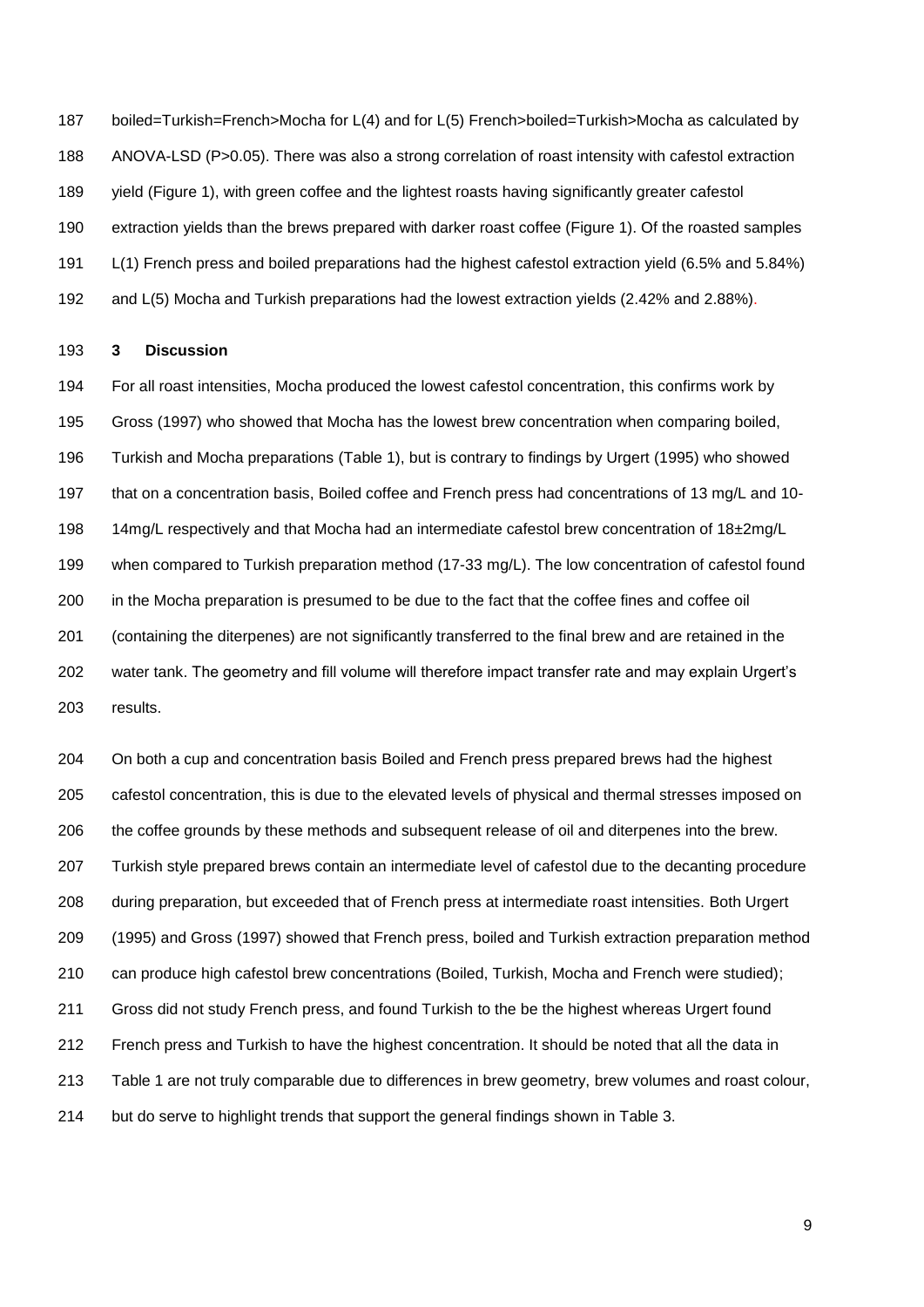boiled=Turkish=French>Mocha for L(4) and for L(5) French>boiled=Turkish>Mocha as calculated by ANOVA-LSD ($P>0.05$). There was also a strong correlation of roast intensity with cafestol extraction yield (Figure 1), with green coffee and the lightest roasts having significantly greater cafestol extraction yields than the brews prepared with darker roast coffee (Figure 1). Of the roasted samples L(1) French press and boiled preparations had the highest cafestol extraction yield (6.5% and 5.84%) and L(5) Mocha and Turkish preparations had the lowest extraction yields (2.42% and 2.88%).

## 3 Discussion

For all roast intensities, Mocha produced the lowest cafestol concentration, this confirms work by Gross (1997) who showed that Mocha has the lowest brew concentration when comparing boiled, Turkish and Mocha preparations (Table 1), but is contrary to findings by Urgert (1995) who showed that on a concentration basis, Boiled coffee and French press had concentrations of 13 mg/L and 10-14mg/L respectively and that Mocha had an intermediate cafestol brew concentration of 18±2mg/L when compared to Turkish preparation method (17-33 mg/L). The low concentration of cafestol found in the Mocha preparation is presumed to be due to the fact that the coffee fines and coffee oil (containing the diterpenes) are not significantly transferred to the final brew and are retained in the water tank. The geometry and fill volume will therefore impact transfer rate and may explain Urgert's results.

On both a cup and concentration basis Boiled and French press prepared brews had the highest cafestol concentration, this is due to the elevated levels of physical and thermal stresses imposed on the coffee grounds by these methods and subsequent release of oil and diterpenes into the brew. Turkish style prepared brews contain an intermediate level of cafestol due to the decanting procedure during preparation, but exceeded that of French press at intermediate roast intensities. Both Urgert (1995) and Gross (1997) showed that French press, boiled and Turkish extraction preparation method can produce high cafestol brew concentrations (Boiled, Turkish, Mocha and French were studied); Gross did not study French press, and found Turkish to the be the highest whereas Urgert found French press and Turkish to have the highest concentration. It should be noted that all the data in Table 1 are not truly comparable due to differences in brew geometry, brew volumes and roast colour, but do serve to highlight trends that support the general findings shown in Table 3.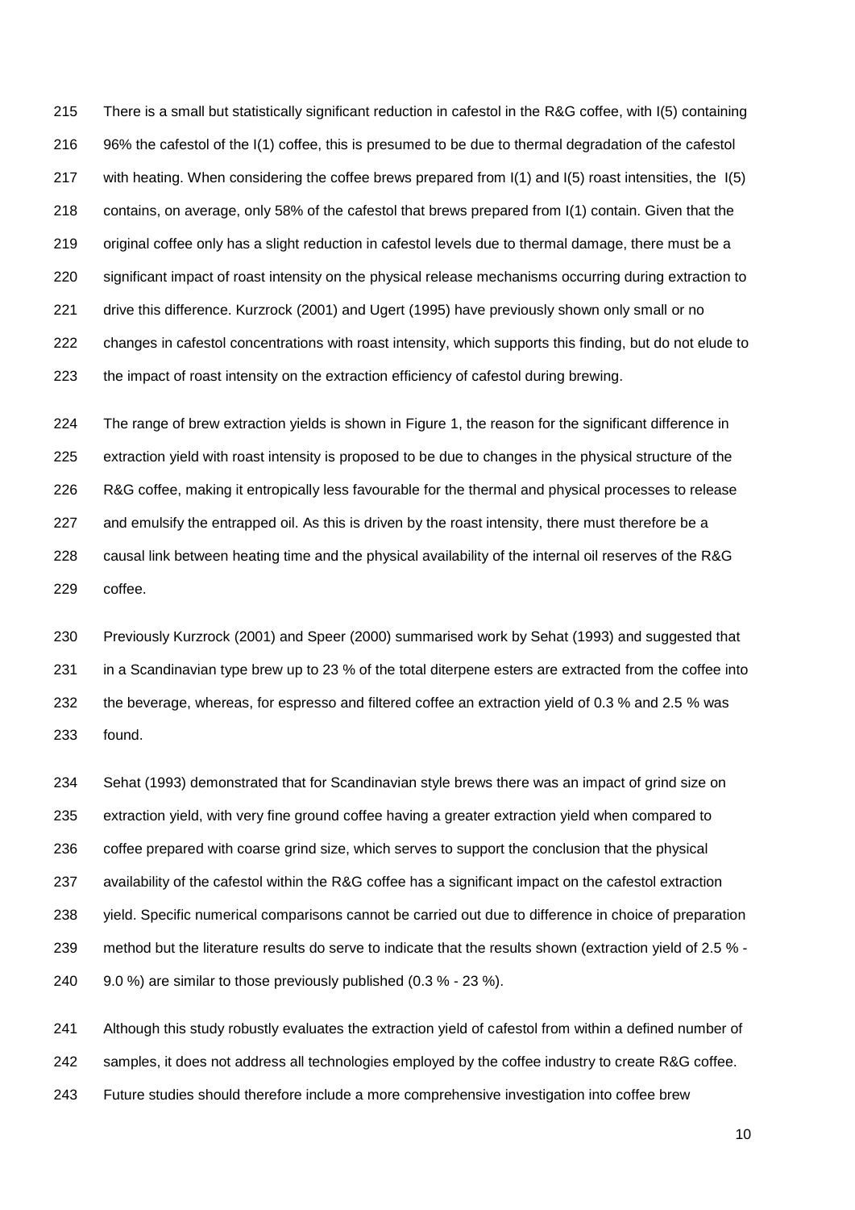There is a small but statistically significant reduction in cafestol in the R&G coffee, with I(5) containing 96% the cafestol of the I(1) coffee, this is presumed to be due to thermal degradation of the cafestol with heating. When considering the coffee brews prepared from I(1) and I(5) roast intensities, the I(5) contains, on average, only 58% of the cafestol that brews prepared from I(1) contain. Given that the original coffee only has a slight reduction in cafestol levels due to thermal damage, there must be a significant impact of roast intensity on the physical release mechanisms occurring during extraction to drive this difference. Kurzrock (2001) and Ugert (1995) have previously shown only small or no changes in cafestol concentrations with roast intensity, which supports this finding, but do not elude to the impact of roast intensity on the extraction efficiency of cafestol during brewing.

The range of brew extraction yields is shown in Figure 1, the reason for the significant difference in extraction yield with roast intensity is proposed to be due to changes in the physical structure of the R&G coffee, making it entropically less favourable for the thermal and physical processes to release and emulsify the entrapped oil. As this is driven by the roast intensity, there must therefore be a causal link between heating time and the physical availability of the internal oil reserves of the R&G coffee.

Previously Kurzrock (2001) and Speer (2000) summarised work by Sehat (1993) and suggested that in a Scandinavian type brew up to 23 % of the total diterpene esters are extracted from the coffee into the beverage, whereas, for espresso and filtered coffee an extraction yield of 0.3 % and 2.5 % was found.

Sehat (1993) demonstrated that for Scandinavian style brews there was an impact of grind size on extraction yield, with very fine ground coffee having a greater extraction yield when compared to coffee prepared with coarse grind size, which serves to support the conclusion that the physical availability of the cafestol within the R&G coffee has a significant impact on the cafestol extraction yield. Specific numerical comparisons cannot be carried out due to difference in choice of preparation method but the literature results do serve to indicate that the results shown (extraction yield of 2.5 % - 9.0 %) are similar to those previously published (0.3 % - 23 %).

Although this study robustly evaluates the extraction yield of cafestol from within a defined number of samples, it does not address all technologies employed by the coffee industry to create R&G coffee. Future studies should therefore include a more comprehensive investigation into coffee brew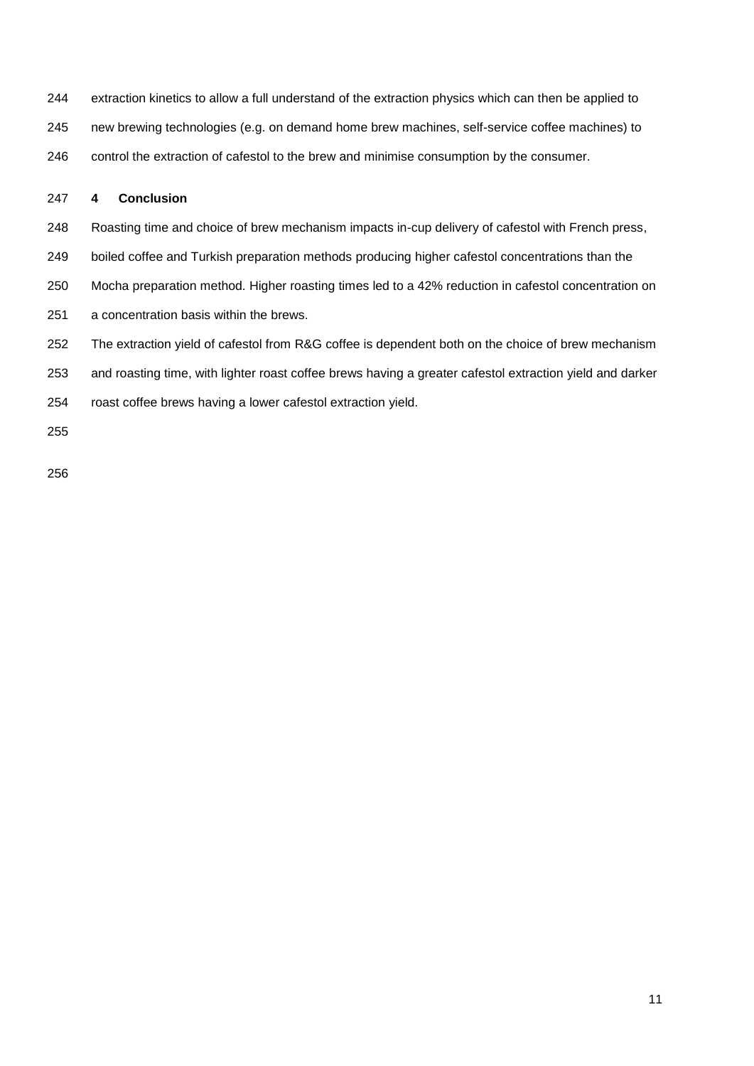extraction kinetics to allow a full understand of the extraction physics which can then be applied to new brewing technologies (e.g. on demand home brew machines, self-service coffee machines) to control the extraction of cafestol to the brew and minimise consumption by the consumer.

## 4 Conclusion

Roasting time and choice of brew mechanism impacts in-cup delivery of cafestol with French press, boiled coffee and Turkish preparation methods producing higher cafestol concentrations than the Mocha preparation method. Higher roasting times led to a 42% reduction in cafestol concentration on a concentration basis within the brews.

The extraction yield of cafestol from R&G coffee is dependent both on the choice of brew mechanism and roasting time, with lighter roast coffee brews having a greater cafestol extraction yield and darker roast coffee brews having a lower cafestol extraction yield.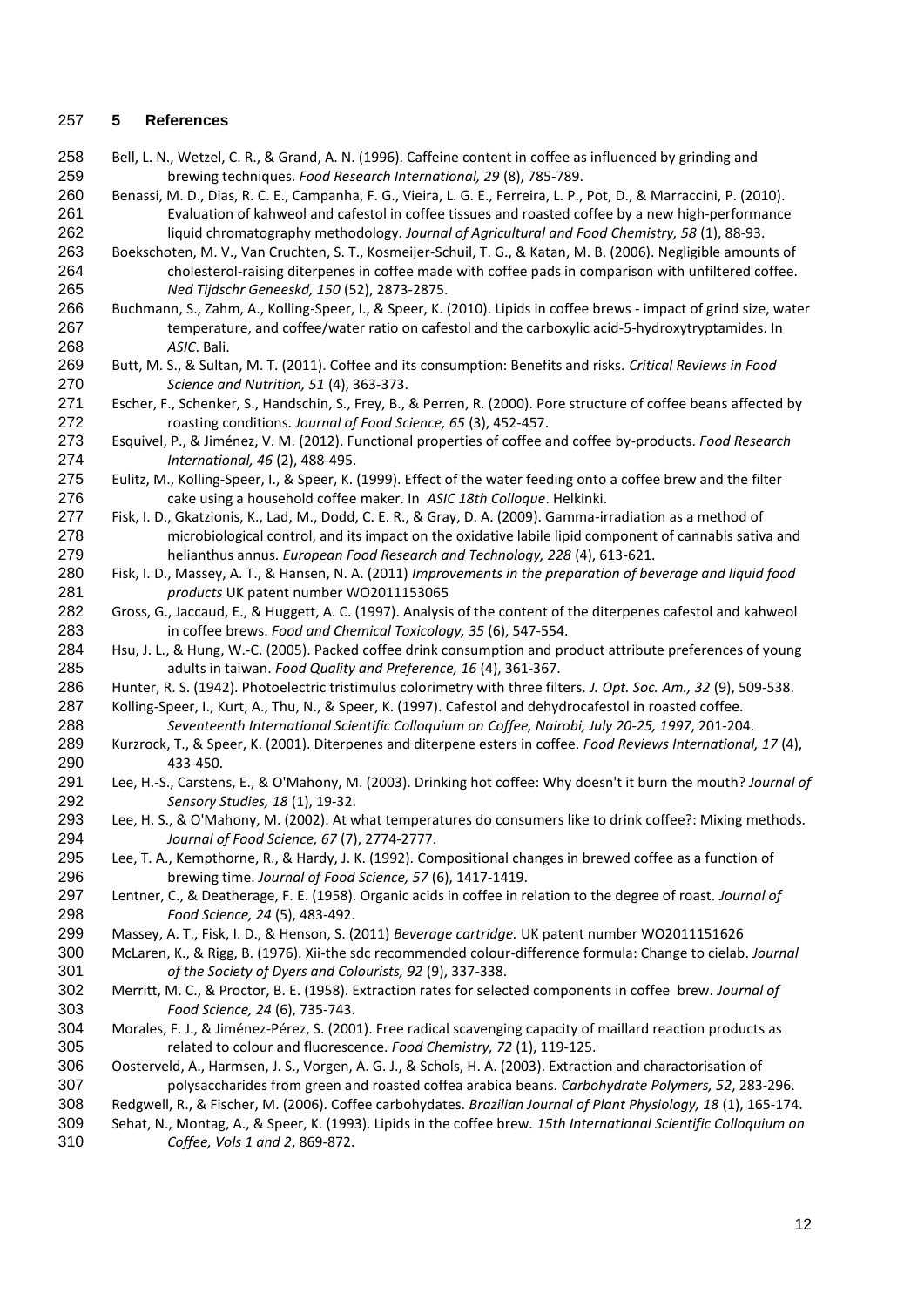## 5 References

Bell, L. N., Wetzel, C. R., & Grand, A. N. (1996). Caffeine content in coffee as influenced by grinding and brewing techniques. *Food Research International, 29* (8), 785-789.

Benassi, M. D., Dias, R. C. E., Campanha, F. G., Vieira, L. G. E., Ferreira, L. P., Pot, D., & Marraccini, P. (2010). Evaluation of kahweol and cafestol in coffee tissues and roasted coffee by a new high-performance liquid chromatography methodology. *Journal of Agricultural and Food Chemistry, 58* (1), 88-93.

Boekschoten, M. V., Van Cruchten, S. T., Kosmeijer-Schuil, T. G., & Katan, M. B. (2006). Negligible amounts of cholesterol-raising diterpenes in coffee made with coffee pads in comparison with unfiltered coffee. *Ned Tijdschr Geneeskd, 150* (52), 2873-2875.

Buchmann, S., Zahm, A., Kolling-Speer, I., & Speer, K. (2010). Lipids in coffee brews - impact of grind size, water temperature, and coffee/water ratio on cafestol and the carboxylic acid-5-hydroxytryptamides. In *ASIC*. Bali.

Butt, M. S., & Sultan, M. T. (2011). Coffee and its consumption: Benefits and risks. *Critical Reviews in Food Science and Nutrition, 51* (4), 363-373.

Escher, F., Schenker, S., Handschin, S., Frey, B., & Perren, R. (2000). Pore structure of coffee beans affected by roasting conditions. *Journal of Food Science, 65* (3), 452-457.

Esquivel, P., & Jiménez, V. M. (2012). Functional properties of coffee and coffee by-products. *Food Research International, 46* (2), 488-495.

Eulitz, M., Kolling-Speer, I., & Speer, K. (1999). Effect of the water feeding onto a coffee brew and the filter cake using a household coffee maker. In *ASIC 18th Colloque*. Helkinki.

Fisk, I. D., Gkatzionis, K., Lad, M., Dodd, C. E. R., & Gray, D. A. (2009). Gamma-irradiation as a method of microbiological control, and its impact on the oxidative labile lipid component of cannabis sativa and helianthus annus. *European Food Research and Technology, 228* (4), 613-621.

Fisk, I. D., Massey, A. T., & Hansen, N. A. (2011) *Improvements in the preparation of beverage and liquid food products* UK patent number WO2011153065

Gross, G., Jaccaud, E., & Huggett, A. C. (1997). Analysis of the content of the diterpenes cafestol and kahweol in coffee brews. *Food and Chemical Toxicology, 35* (6), 547-554.

Hsu, J. L., & Hung, W.-C. (2005). Packed coffee drink consumption and product attribute preferences of young adults in taiwan. *Food Quality and Preference, 16* (4), 361-367.

Hunter, R. S. (1942). Photoelectric tristimulus colorimetry with three filters. *J. Opt. Soc. Am., 32* (9), 509-538.

Kolling-Speer, I., Kurt, A., Thu, N., & Speer, K. (1997). Cafestol and dehydrocafestol in roasted coffee. *Seventeenth International Scientific Colloquium on Coffee, Nairobi, July 20-25, 1997*, 201-204.

Kurzrock, T., & Speer, K. (2001). Diterpenes and diterpene esters in coffee. *Food Reviews International, 17* (4), 433-450.

Lee, H.-S., Carstens, E., & O'Mahony, M. (2003). Drinking hot coffee: Why doesn't it burn the mouth? *Journal of Sensory Studies, 18* (1), 19-32.

Lee, H. S., & O'Mahony, M. (2002). At what temperatures do consumers like to drink coffee?: Mixing methods. *Journal of Food Science, 67* (7), 2774-2777.

Lee, T. A., Kempthorne, R., & Hardy, J. K. (1992). Compositional changes in brewed coffee as a function of brewing time. *Journal of Food Science, 57* (6), 1417-1419.

Lentner, C., & Deatherage, F. E. (1958). Organic acids in coffee in relation to the degree of roast. *Journal of Food Science, 24* (5), 483-492.

Massey, A. T., Fisk, I. D., & Henson, S. (2011) *Beverage cartridge.* UK patent number WO2011151626

McLaren, K., & Rigg, B. (1976). Xii-the sdc recommended colour-difference formula: Change to cielab. *Journal of the Society of Dyers and Colourists, 92* (9), 337-338.

Merritt, M. C., & Proctor, B. E. (1958). Extraction rates for selected components in coffee brew. *Journal of Food Science, 24* (6), 735-743.

Morales, F. J., & Jiménez-Pérez, S. (2001). Free radical scavenging capacity of maillard reaction products as related to colour and fluorescence. *Food Chemistry, 72* (1), 119-125.

Oosterveld, A., Harmsen, J. S., Vorgen, A. G. J., & Schols, H. A. (2003). Extraction and charactorisation of polysaccharides from green and roasted coffea arabica beans. *Carbohydrate Polymers, 52*, 283-296.

Redgwell, R., & Fischer, M. (2006). Coffee carbohydates. *Brazilian Journal of Plant Physiology, 18* (1), 165-174.

Sehat, N., Montag, A., & Speer, K. (1993). Lipids in the coffee brew. *15th International Scientific Colloquium on Coffee, Vols 1 and 2*, 869-872.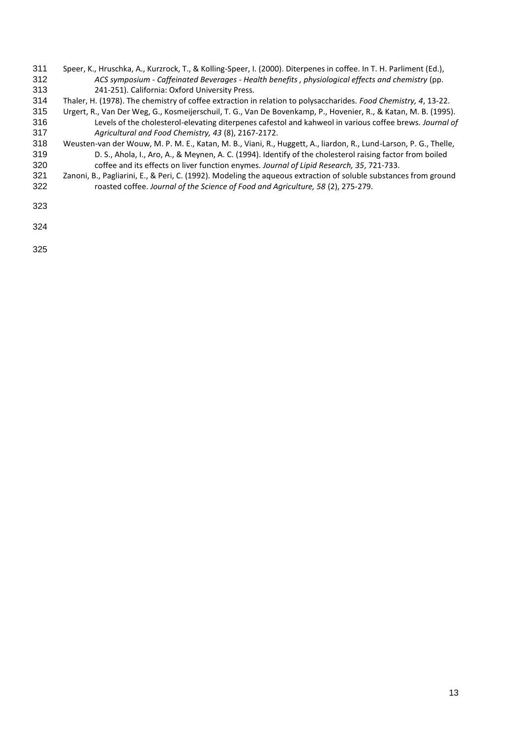Speer, K., Hruschka, A., Kurzrock, T., & Kolling-Speer, I. (2000). Diterpenes in coffee. In T. H. Parliment (Ed.), *ACS symposium - Caffeinated Beverages - Health benefits , physiological effects and chemistry* (pp. 241-251). California: Oxford University Press.

Thaler, H. (1978). The chemistry of coffee extraction in relation to polysaccharides. *Food Chemistry, 4*, 13-22.

Urgert, R., Van Der Weg, G., Kosmeijerschuil, T. G., Van De Bovenkamp, P., Hovenier, R., & Katan, M. B. (1995). Levels of the cholesterol-elevating diterpenes cafestol and kahweol in various coffee brews. *Journal of Agricultural and Food Chemistry, 43* (8), 2167-2172.

Weusten-van der Wouw, M. P. M. E., Katan, M. B., Viani, R., Huggett, A., Iiardon, R., Lund-Larson, P. G., Thelle, D. S., Ahola, I., Aro, A., & Meynen, A. C. (1994). Identify of the cholesterol raising factor from boiled coffee and its effects on liver function enymes. *Journal of Lipid Research, 35*, 721-733.

Zanoni, B., Pagliarini, E., & Peri, C. (1992). Modeling the aqueous extraction of soluble substances from ground roasted coffee. *Journal of the Science of Food and Agriculture, 58* (2), 275-279.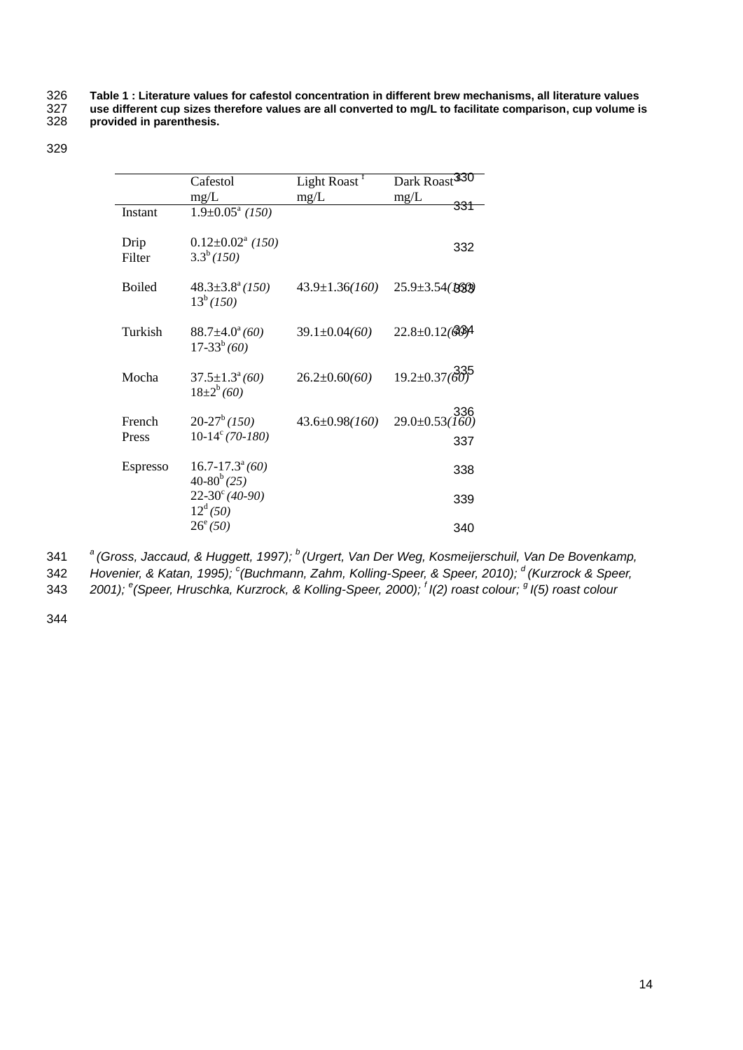**Table 1 : Literature values for cafestol concentration in different brew mechanisms, all literature values use different cup sizes therefore values are all converted to mg/L to facilitate comparison, cup volume is provided in parenthesis.**

| | Cafestol mg/L | Light Roast [f] mg/L | Dark Roast [g] mg/L |
|---|---|---|---|
| Instant | 1.9±0.05[a] *(150)* | | |
| Drip Filter | 0.12±0.02[a] *(150)*<br>3.3[b] *(150)* | | |
| Boiled | 48.3±3.8[a] *(150)*<br>13[b] *(150)* | 43.9±1.36*(160)* | 25.9±3.54*(160)* |
| Turkish | 88.7±4.0[a] *(60)*<br>17-33[b] *(60)* | 39.1±0.04*(60)* | 22.8±0.12*(60)* |
| Mocha | 37.5±1.3[a] *(60)*<br>18±2[b] *(60)* | 26.2±0.60*(60)* | 19.2±0.37*(60)* |
| French Press | 20-27[b] *(150)*<br>10-14[c] *(70-180)* | 43.6±0.98*(160)* | 29.0±0.53*(160)* |
| Espresso | 16.7-17.3[a] *(60)*<br>40-80[b] *(25)*<br>22-30[c] *(40-90)*<br>12[d] *(50)*<br>26[e] *(50)* | | |

*[a] (Gross, Jaccaud, & Huggett, 1997); [b] (Urgert, Van Der Weg, Kosmeijerschuil, Van De Bovenkamp, Hovenier, & Katan, 1995); [c] (Buchmann, Zahm, Kolling-Speer, & Speer, 2010); [d] (Kurzrock & Speer, 2001); [e] (Speer, Hruschka, Kurzrock, & Kolling-Speer, 2000); [f] I(2) roast colour; [g] I(5) roast colour*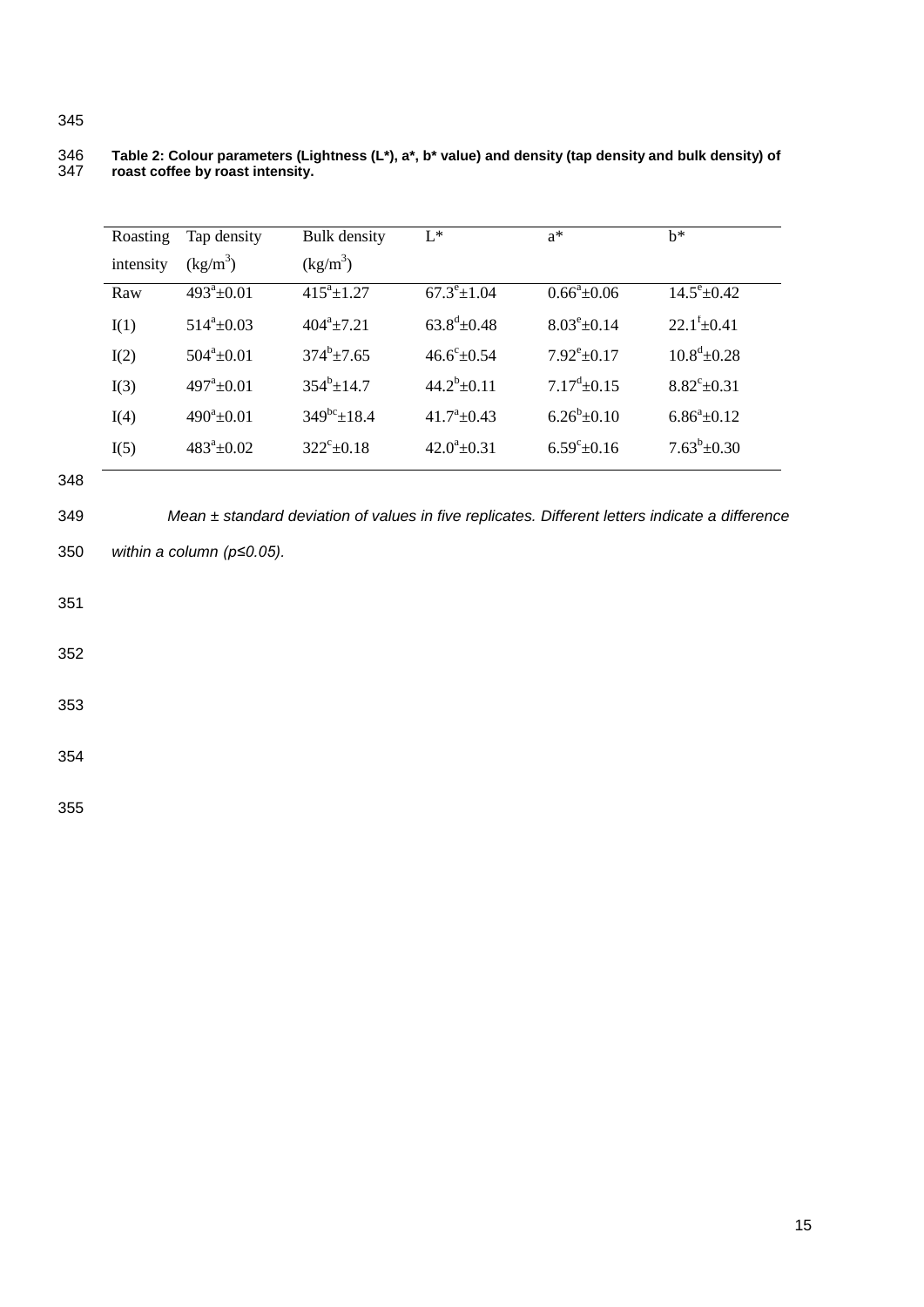**Table 2: Colour parameters (Lightness (L\*), a\*, b\* value) and density (tap density and bulk density) of roast coffee by roast intensity.**

| Roasting intensity | Tap density ($kg/m^3$) | Bulk density ($kg/m^3$) | L* | a* | b* |
|---|---|---|---|---|---|
| Raw | $493^a \pm 0.01$ | $415^a \pm 1.27$ | $67.3^e \pm 1.04$ | $0.66^a \pm 0.06$ | $14.5^e \pm 0.42$ |
| I(1) | $514^a \pm 0.03$ | $404^a \pm 7.21$ | $63.8^d \pm 0.48$ | $8.03^e \pm 0.14$ | $22.1^f \pm 0.41$ |
| I(2) | $504^a \pm 0.01$ | $374^b \pm 7.65$ | $46.6^c \pm 0.54$ | $7.92^e \pm 0.17$ | $10.8^d \pm 0.28$ |
| I(3) | $497^a \pm 0.01$ | $354^b \pm 14.7$ | $44.2^b \pm 0.11$ | $7.17^d \pm 0.15$ | $8.82^c \pm 0.31$ |
| I(4) | $490^a \pm 0.01$ | $349^{bc} \pm 18.4$ | $41.7^a \pm 0.43$ | $6.26^b \pm 0.10$ | $6.86^a \pm 0.12$ |
| I(5) | $483^a \pm 0.02$ | $322^c \pm 0.18$ | $42.0^a \pm 0.31$ | $6.59^c \pm 0.16$ | $7.63^b \pm 0.30$ |

*Mean ± standard deviation of values in five replicates. Different letters indicate a difference within a column ($p \leq 0.05$).*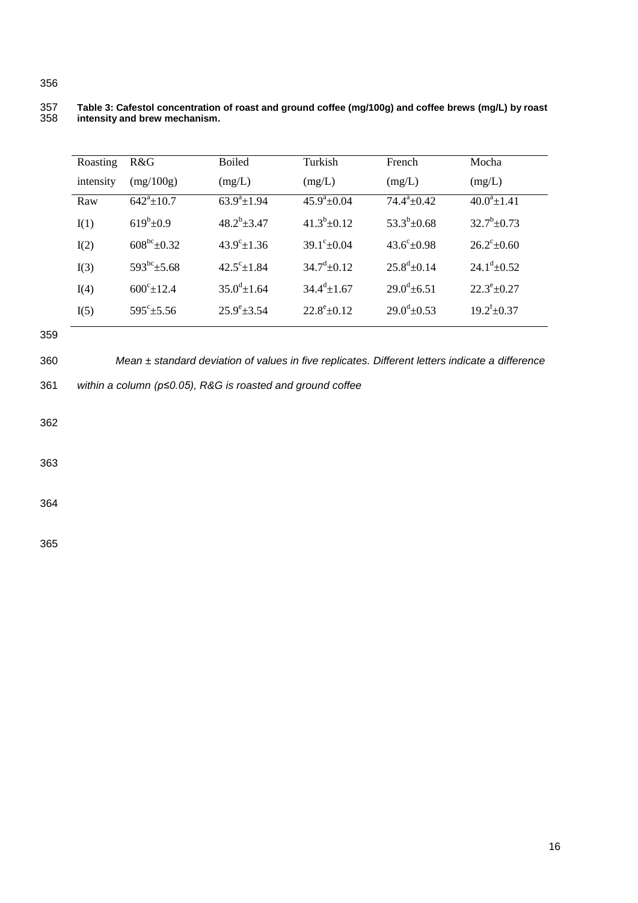**Table 3: Cafestol concentration of roast and ground coffee (mg/100g) and coffee brews (mg/L) by roast intensity and brew mechanism.**

| Roasting intensity | R&G (mg/100g) | Boiled (mg/L) | Turkish (mg/L) | French (mg/L) | Mocha (mg/L) |
|---|---|---|---|---|---|
| Raw | $642^{a}\pm10.7$ | $63.9^{a}\pm1.94$ | $45.9^{a}\pm0.04$ | $74.4^{a}\pm0.42$ | $40.0^{a}\pm1.41$ |
| I(1) | $619^{b}\pm0.9$ | $48.2^{b}\pm3.47$ | $41.3^{b}\pm0.12$ | $53.3^{b}\pm0.68$ | $32.7^{b}\pm0.73$ |
| I(2) | $608^{bc}\pm0.32$ | $43.9^{c}\pm1.36$ | $39.1^{c}\pm0.04$ | $43.6^{c}\pm0.98$ | $26.2^{c}\pm0.60$ |
| I(3) | $593^{bc}\pm5.68$ | $42.5^{c}\pm1.84$ | $34.7^{d}\pm0.12$ | $25.8^{d}\pm0.14$ | $24.1^{d}\pm0.52$ |
| I(4) | $600^{c}\pm12.4$ | $35.0^{d}\pm1.64$ | $34.4^{d}\pm1.67$ | $29.0^{d}\pm6.51$ | $22.3^{e}\pm0.27$ |
| I(5) | $595^{c}\pm5.56$ | $25.9^{e}\pm3.54$ | $22.8^{e}\pm0.12$ | $29.0^{d}\pm0.53$ | $19.2^{f}\pm0.37$ |

*Mean ± standard deviation of values in five replicates. Different letters indicate a difference within a column ($p \leq 0.05$), R&G is roasted and ground coffee*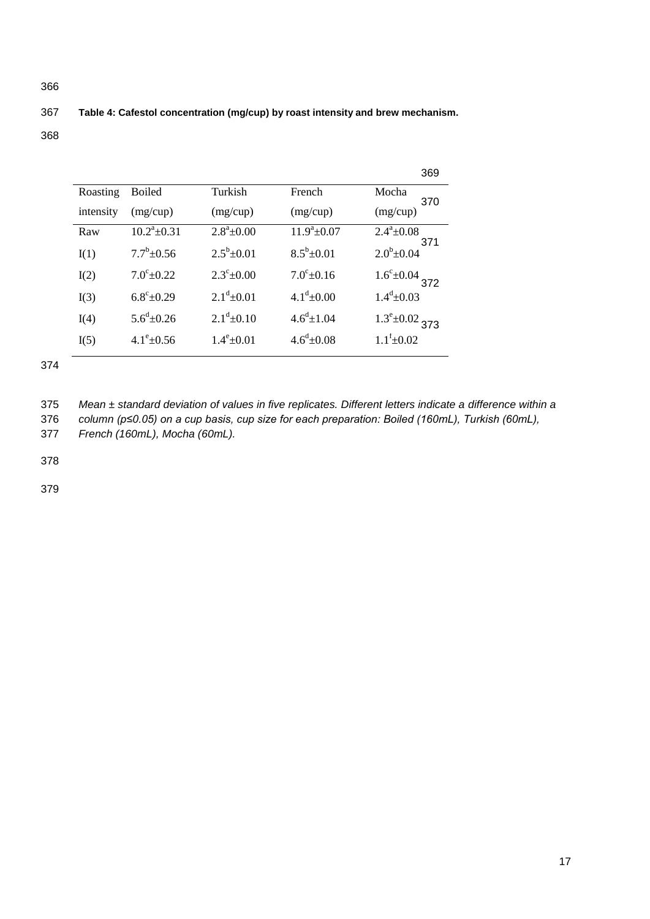**Table 4: Cafestol concentration (mg/cup) by roast intensity and brew mechanism.**

| Roasting intensity | Boiled (mg/cup) | Turkish (mg/cup) | French (mg/cup) | Mocha (mg/cup) |
|---|---|---|---|---|
| Raw | $10.2^{a}$±0.31 | $2.8^{a}$±0.00 | $11.9^{a}$±0.07 | $2.4^{a}$±0.08 |
| I(1) | $7.7^{b}$±0.56 | $2.5^{b}$±0.01 | $8.5^{b}$±0.01 | $2.0^{b}$±0.04 |
| I(2) | $7.0^{c}$±0.22 | $2.3^{c}$±0.00 | $7.0^{c}$±0.16 | $1.6^{c}$±0.04 |
| I(3) | $6.8^{c}$±0.29 | $2.1^{d}$±0.01 | $4.1^{d}$±0.00 | $1.4^{d}$±0.03 |
| I(4) | $5.6^{d}$±0.26 | $2.1^{d}$±0.10 | $4.6^{d}$±1.04 | $1.3^{e}$±0.02 |
| I(5) | $4.1^{e}$±0.56 | $1.4^{e}$±0.01 | $4.6^{d}$±0.08 | $1.1^{f}$±0.02 |

*Mean ± standard deviation of values in five replicates. Different letters indicate a difference within a column ($p \leq 0.05$) on a cup basis, cup size for each preparation: Boiled (160mL), Turkish (60mL), French (160mL), Mocha (60mL).*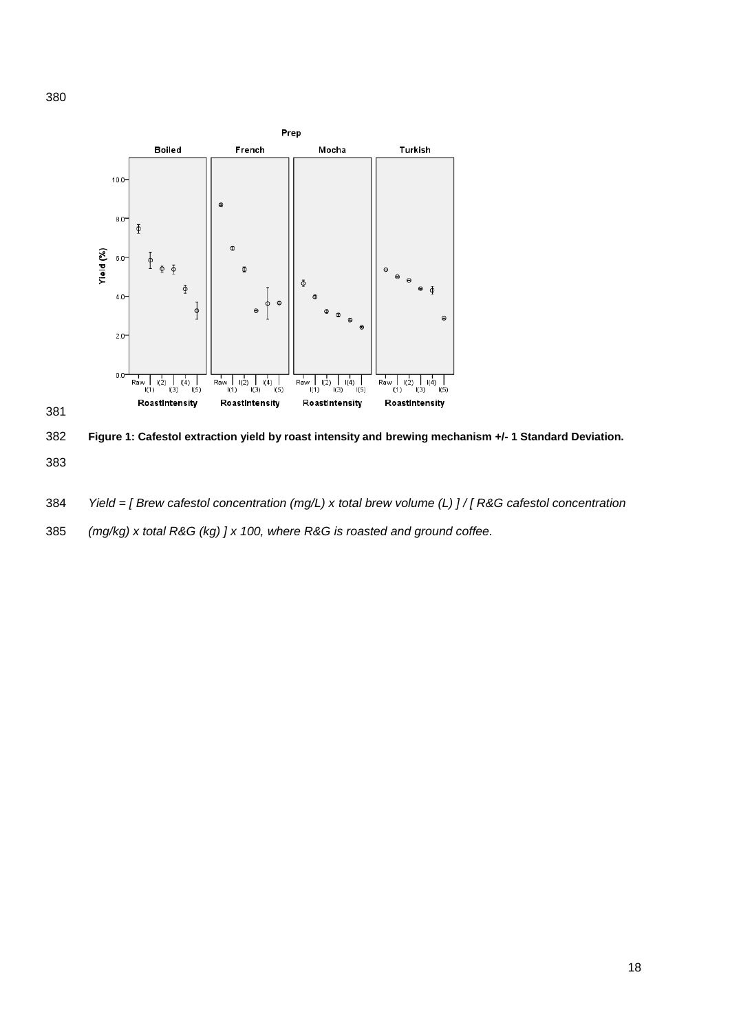Prep

Boiled French Mocha Turkish

Yield (%)

10.0

8.0

6.0

4.0

2.0

0.0

Raw I(1) I(2) I(3) I(4) I(5)

RoastIntensity

**Figure 1: Cafestol extraction yield by roast intensity and brewing mechanism +/- 1 Standard Deviation.**

*Yield = [ Brew cafestol concentration (mg/L) x total brew volume (L) ] / [ R&G cafestol concentration (mg/kg) x total R&G (kg) ] x 100, where R&G is roasted and ground coffee.*